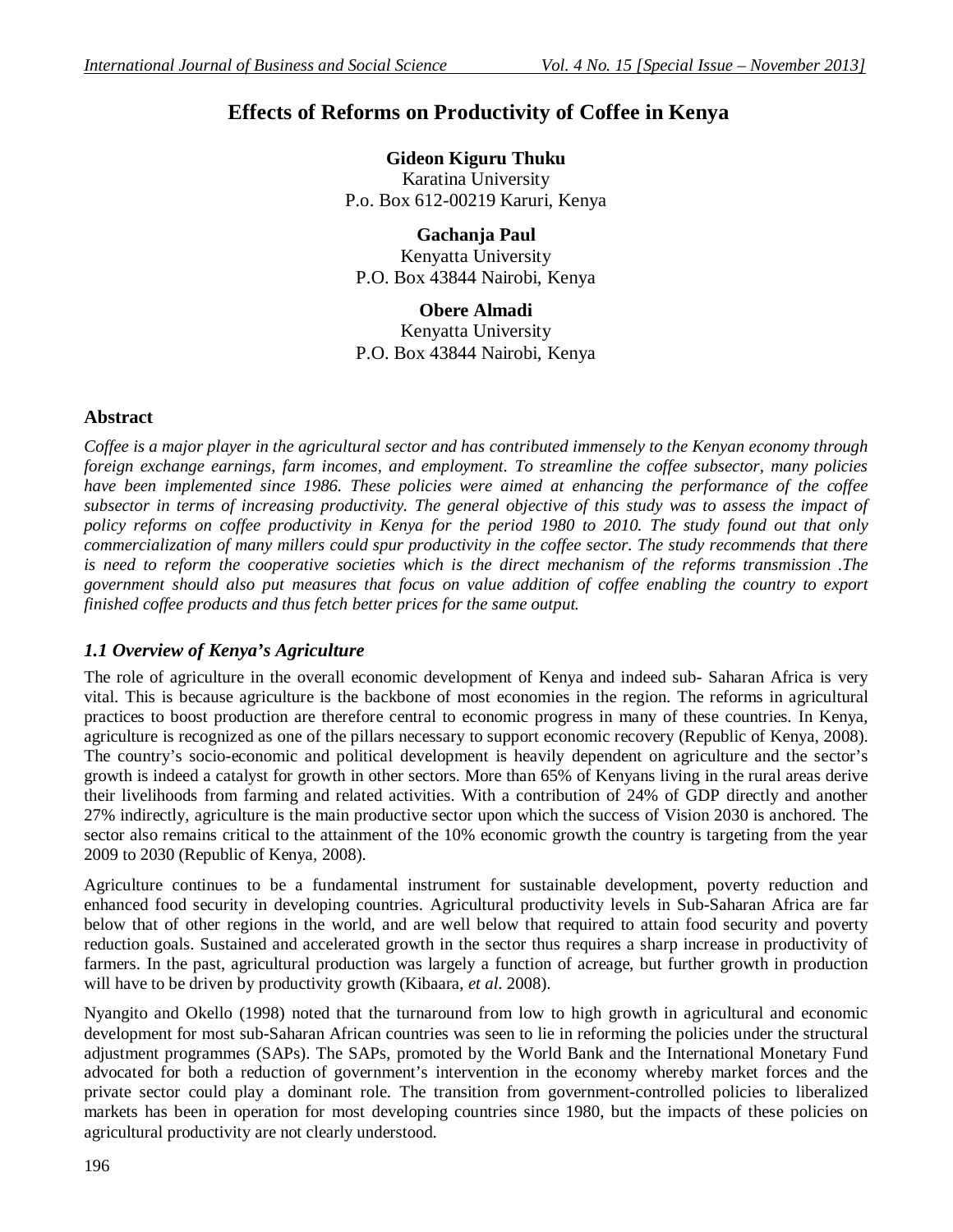# Effects of Reforms on Productivity of Coffee in Kenya

**Gideon Kiguru Thuku**
Karatina University
P.o. Box 612-00219 Karuri, Kenya

**Gachanja Paul**
Kenyatta University
P.O. Box 43844 Nairobi, Kenya

**Obere Almadi**
Kenyatta University
P.O. Box 43844 Nairobi, Kenya

## Abstract

*Coffee is a major player in the agricultural sector and has contributed immensely to the Kenyan economy through foreign exchange earnings, farm incomes, and employment. To streamline the coffee subsector, many policies have been implemented since 1986. These policies were aimed at enhancing the performance of the coffee subsector in terms of increasing productivity. The general objective of this study was to assess the impact of policy reforms on coffee productivity in Kenya for the period 1980 to 2010. The study found out that only commercialization of many millers could spur productivity in the coffee sector. The study recommends that there is need to reform the cooperative societies which is the direct mechanism of the reforms transmission .The government should also put measures that focus on value addition of coffee enabling the country to export finished coffee products and thus fetch better prices for the same output.*

## *1.1 Overview of Kenya's Agriculture*

The role of agriculture in the overall economic development of Kenya and indeed sub- Saharan Africa is very vital. This is because agriculture is the backbone of most economies in the region. The reforms in agricultural practices to boost production are therefore central to economic progress in many of these countries. In Kenya, agriculture is recognized as one of the pillars necessary to support economic recovery (Republic of Kenya, 2008). The country's socio-economic and political development is heavily dependent on agriculture and the sector's growth is indeed a catalyst for growth in other sectors. More than 65% of Kenyans living in the rural areas derive their livelihoods from farming and related activities. With a contribution of 24% of GDP directly and another 27% indirectly, agriculture is the main productive sector upon which the success of Vision 2030 is anchored. The sector also remains critical to the attainment of the 10% economic growth the country is targeting from the year 2009 to 2030 (Republic of Kenya, 2008).

Agriculture continues to be a fundamental instrument for sustainable development, poverty reduction and enhanced food security in developing countries. Agricultural productivity levels in Sub-Saharan Africa are far below that of other regions in the world, and are well below that required to attain food security and poverty reduction goals. Sustained and accelerated growth in the sector thus requires a sharp increase in productivity of farmers. In the past, agricultural production was largely a function of acreage, but further growth in production will have to be driven by productivity growth (Kibaara, *et al.* 2008).

Nyangito and Okello (1998) noted that the turnaround from low to high growth in agricultural and economic development for most sub-Saharan African countries was seen to lie in reforming the policies under the structural adjustment programmes (SAPs). The SAPs, promoted by the World Bank and the International Monetary Fund advocated for both a reduction of government's intervention in the economy whereby market forces and the private sector could play a dominant role. The transition from government-controlled policies to liberalized markets has been in operation for most developing countries since 1980, but the impacts of these policies on agricultural productivity are not clearly understood.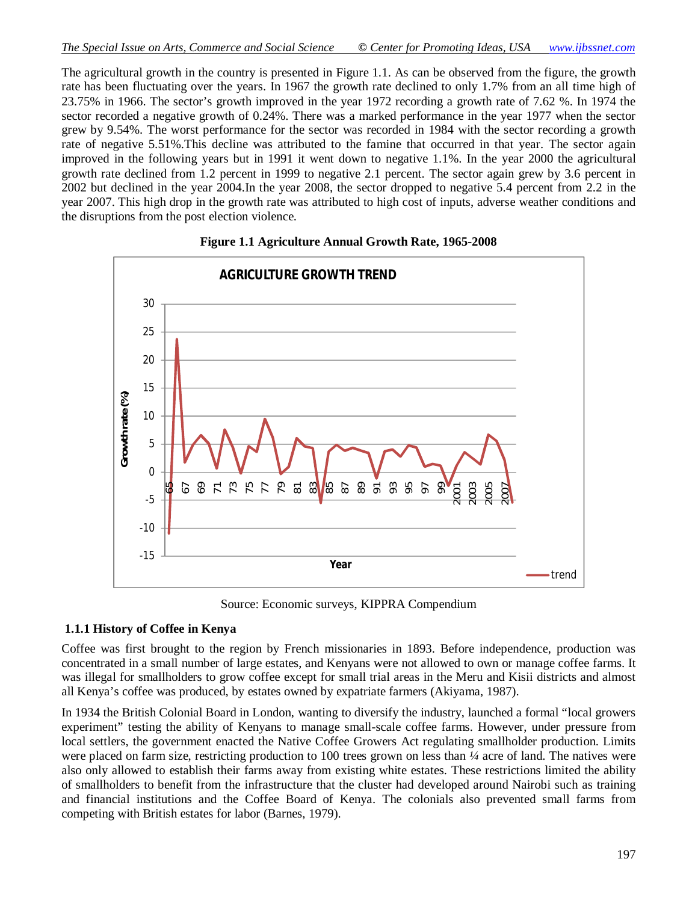The agricultural growth in the country is presented in Figure 1.1. As can be observed from the figure, the growth rate has been fluctuating over the years. In 1967 the growth rate declined to only 1.7% from an all time high of 23.75% in 1966. The sector's growth improved in the year 1972 recording a growth rate of 7.62 %. In 1974 the sector recorded a negative growth of 0.24%. There was a marked performance in the year 1977 when the sector grew by 9.54%. The worst performance for the sector was recorded in 1984 with the sector recording a growth rate of negative 5.51%.This decline was attributed to the famine that occurred in that year. The sector again improved in the following years but in 1991 it went down to negative 1.1%. In the year 2000 the agricultural growth rate declined from 1.2 percent in 1999 to negative 2.1 percent. The sector again grew by 3.6 percent in 2002 but declined in the year 2004.In the year 2008, the sector dropped to negative 5.4 percent from 2.2 in the year 2007. This high drop in the growth rate was attributed to high cost of inputs, adverse weather conditions and the disruptions from the post election violence.

**Figure 1.1 Agriculture Annual Growth Rate, 1965-2008**

Source: Economic surveys, KIPPRA Compendium

### 1.1.1 History of Coffee in Kenya

Coffee was first brought to the region by French missionaries in 1893. Before independence, production was concentrated in a small number of large estates, and Kenyans were not allowed to own or manage coffee farms. It was illegal for smallholders to grow coffee except for small trial areas in the Meru and Kisii districts and almost all Kenya's coffee was produced, by estates owned by expatriate farmers (Akiyama, 1987).

In 1934 the British Colonial Board in London, wanting to diversify the industry, launched a formal "local growers experiment" testing the ability of Kenyans to manage small-scale coffee farms. However, under pressure from local settlers, the government enacted the Native Coffee Growers Act regulating smallholder production. Limits were placed on farm size, restricting production to 100 trees grown on less than ¼ acre of land. The natives were also only allowed to establish their farms away from existing white estates. These restrictions limited the ability of smallholders to benefit from the infrastructure that the cluster had developed around Nairobi such as training and financial institutions and the Coffee Board of Kenya. The colonials also prevented small farms from competing with British estates for labor (Barnes, 1979).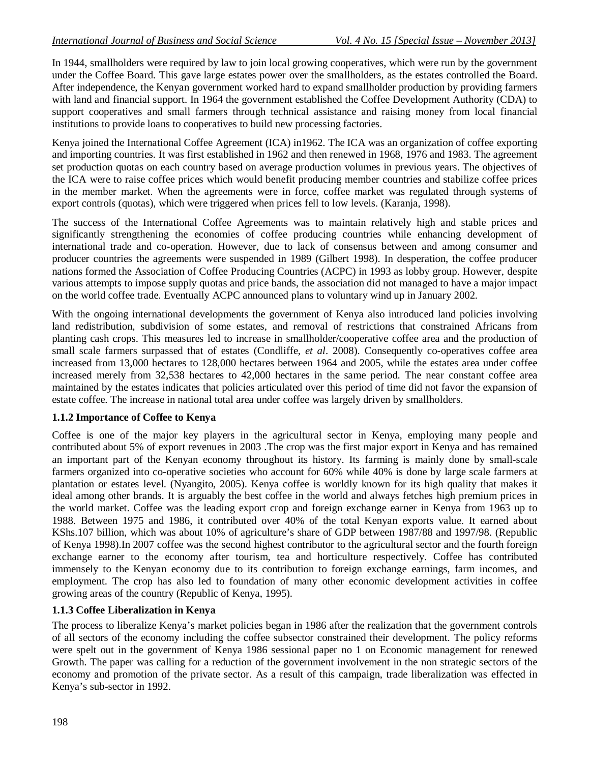In 1944, smallholders were required by law to join local growing cooperatives, which were run by the government under the Coffee Board. This gave large estates power over the smallholders, as the estates controlled the Board. After independence, the Kenyan government worked hard to expand smallholder production by providing farmers with land and financial support. In 1964 the government established the Coffee Development Authority (CDA) to support cooperatives and small farmers through technical assistance and raising money from local financial institutions to provide loans to cooperatives to build new processing factories.

Kenya joined the International Coffee Agreement (ICA) in1962. The ICA was an organization of coffee exporting and importing countries. It was first established in 1962 and then renewed in 1968, 1976 and 1983. The agreement set production quotas on each country based on average production volumes in previous years. The objectives of the ICA were to raise coffee prices which would benefit producing member countries and stabilize coffee prices in the member market. When the agreements were in force, coffee market was regulated through systems of export controls (quotas), which were triggered when prices fell to low levels. (Karanja, 1998).

The success of the International Coffee Agreements was to maintain relatively high and stable prices and significantly strengthening the economies of coffee producing countries while enhancing development of international trade and co-operation. However, due to lack of consensus between and among consumer and producer countries the agreements were suspended in 1989 (Gilbert 1998). In desperation, the coffee producer nations formed the Association of Coffee Producing Countries (ACPC) in 1993 as lobby group. However, despite various attempts to impose supply quotas and price bands, the association did not managed to have a major impact on the world coffee trade. Eventually ACPC announced plans to voluntary wind up in January 2002.

With the ongoing international developments the government of Kenya also introduced land policies involving land redistribution, subdivision of some estates, and removal of restrictions that constrained Africans from planting cash crops. This measures led to increase in smallholder/cooperative coffee area and the production of small scale farmers surpassed that of estates (Condliffe, *et al*. 2008). Consequently co-operatives coffee area increased from 13,000 hectares to 128,000 hectares between 1964 and 2005, while the estates area under coffee increased merely from 32,538 hectares to 42,000 hectares in the same period. The near constant coffee area maintained by the estates indicates that policies articulated over this period of time did not favor the expansion of estate coffee. The increase in national total area under coffee was largely driven by smallholders.

### 1.1.2 Importance of Coffee to Kenya

Coffee is one of the major key players in the agricultural sector in Kenya, employing many people and contributed about 5% of export revenues in 2003 .The crop was the first major export in Kenya and has remained an important part of the Kenyan economy throughout its history. Its farming is mainly done by small-scale farmers organized into co-operative societies who account for 60% while 40% is done by large scale farmers at plantation or estates level. (Nyangito, 2005). Kenya coffee is worldly known for its high quality that makes it ideal among other brands. It is arguably the best coffee in the world and always fetches high premium prices in the world market. Coffee was the leading export crop and foreign exchange earner in Kenya from 1963 up to 1988. Between 1975 and 1986, it contributed over 40% of the total Kenyan exports value. It earned about KShs.107 billion, which was about 10% of agriculture's share of GDP between 1987/88 and 1997/98. (Republic of Kenya 1998).In 2007 coffee was the second highest contributor to the agricultural sector and the fourth foreign exchange earner to the economy after tourism, tea and horticulture respectively. Coffee has contributed immensely to the Kenyan economy due to its contribution to foreign exchange earnings, farm incomes, and employment. The crop has also led to foundation of many other economic development activities in coffee growing areas of the country (Republic of Kenya, 1995).

### 1.1.3 Coffee Liberalization in Kenya

The process to liberalize Kenya's market policies began in 1986 after the realization that the government controls of all sectors of the economy including the coffee subsector constrained their development. The policy reforms were spelt out in the government of Kenya 1986 sessional paper no 1 on Economic management for renewed Growth. The paper was calling for a reduction of the government involvement in the non strategic sectors of the economy and promotion of the private sector. As a result of this campaign, trade liberalization was effected in Kenya's sub-sector in 1992.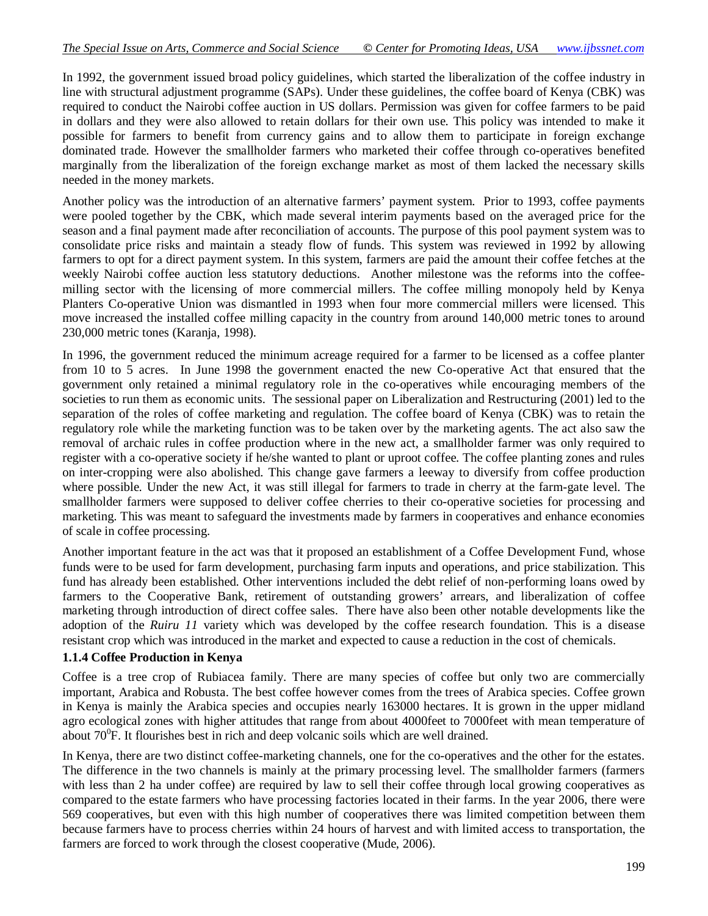In 1992, the government issued broad policy guidelines, which started the liberalization of the coffee industry in line with structural adjustment programme (SAPs). Under these guidelines, the coffee board of Kenya (CBK) was required to conduct the Nairobi coffee auction in US dollars. Permission was given for coffee farmers to be paid in dollars and they were also allowed to retain dollars for their own use. This policy was intended to make it possible for farmers to benefit from currency gains and to allow them to participate in foreign exchange dominated trade. However the smallholder farmers who marketed their coffee through co-operatives benefited marginally from the liberalization of the foreign exchange market as most of them lacked the necessary skills needed in the money markets.

Another policy was the introduction of an alternative farmers' payment system. Prior to 1993, coffee payments were pooled together by the CBK, which made several interim payments based on the averaged price for the season and a final payment made after reconciliation of accounts. The purpose of this pool payment system was to consolidate price risks and maintain a steady flow of funds. This system was reviewed in 1992 by allowing farmers to opt for a direct payment system. In this system, farmers are paid the amount their coffee fetches at the weekly Nairobi coffee auction less statutory deductions. Another milestone was the reforms into the coffee-milling sector with the licensing of more commercial millers. The coffee milling monopoly held by Kenya Planters Co-operative Union was dismantled in 1993 when four more commercial millers were licensed. This move increased the installed coffee milling capacity in the country from around 140,000 metric tones to around 230,000 metric tones (Karanja, 1998).

In 1996, the government reduced the minimum acreage required for a farmer to be licensed as a coffee planter from 10 to 5 acres. In June 1998 the government enacted the new Co-operative Act that ensured that the government only retained a minimal regulatory role in the co-operatives while encouraging members of the societies to run them as economic units. The sessional paper on Liberalization and Restructuring (2001) led to the separation of the roles of coffee marketing and regulation. The coffee board of Kenya (CBK) was to retain the regulatory role while the marketing function was to be taken over by the marketing agents. The act also saw the removal of archaic rules in coffee production where in the new act, a smallholder farmer was only required to register with a co-operative society if he/she wanted to plant or uproot coffee. The coffee planting zones and rules on inter-cropping were also abolished. This change gave farmers a leeway to diversify from coffee production where possible. Under the new Act, it was still illegal for farmers to trade in cherry at the farm-gate level. The smallholder farmers were supposed to deliver coffee cherries to their co-operative societies for processing and marketing. This was meant to safeguard the investments made by farmers in cooperatives and enhance economies of scale in coffee processing.

Another important feature in the act was that it proposed an establishment of a Coffee Development Fund, whose funds were to be used for farm development, purchasing farm inputs and operations, and price stabilization. This fund has already been established. Other interventions included the debt relief of non-performing loans owed by farmers to the Cooperative Bank, retirement of outstanding growers' arrears, and liberalization of coffee marketing through introduction of direct coffee sales. There have also been other notable developments like the adoption of the *Ruiru 11* variety which was developed by the coffee research foundation. This is a disease resistant crop which was introduced in the market and expected to cause a reduction in the cost of chemicals.

### 1.1.4 Coffee Production in Kenya

Coffee is a tree crop of Rubiacea family. There are many species of coffee but only two are commercially important, Arabica and Robusta. The best coffee however comes from the trees of Arabica species. Coffee grown in Kenya is mainly the Arabica species and occupies nearly 163000 hectares. It is grown in the upper midland agro ecological zones with higher attitudes that range from about 4000feet to 7000feet with mean temperature of about $70^0$F. It flourishes best in rich and deep volcanic soils which are well drained.

In Kenya, there are two distinct coffee-marketing channels, one for the co-operatives and the other for the estates. The difference in the two channels is mainly at the primary processing level. The smallholder farmers (farmers with less than 2 ha under coffee) are required by law to sell their coffee through local growing cooperatives as compared to the estate farmers who have processing factories located in their farms. In the year 2006, there were 569 cooperatives, but even with this high number of cooperatives there was limited competition between them because farmers have to process cherries within 24 hours of harvest and with limited access to transportation, the farmers are forced to work through the closest cooperative (Mude, 2006).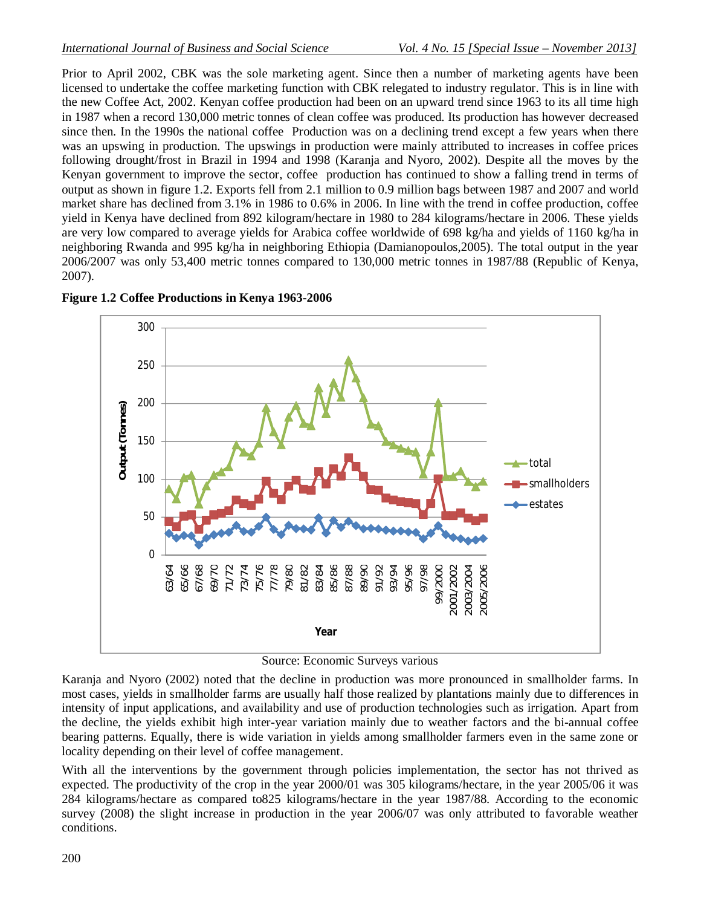Prior to April 2002, CBK was the sole marketing agent. Since then a number of marketing agents have been licensed to undertake the coffee marketing function with CBK relegated to industry regulator. This is in line with the new Coffee Act, 2002. Kenyan coffee production had been on an upward trend since 1963 to its all time high in 1987 when a record 130,000 metric tonnes of clean coffee was produced. Its production has however decreased since then. In the 1990s the national coffee Production was on a declining trend except a few years when there was an upswing in production. The upswings in production were mainly attributed to increases in coffee prices following drought/frost in Brazil in 1994 and 1998 (Karanja and Nyoro, 2002). Despite all the moves by the Kenyan government to improve the sector, coffee production has continued to show a falling trend in terms of output as shown in figure 1.2. Exports fell from 2.1 million to 0.9 million bags between 1987 and 2007 and world market share has declined from 3.1% in 1986 to 0.6% in 2006. In line with the trend in coffee production, coffee yield in Kenya have declined from 892 kilogram/hectare in 1980 to 284 kilograms/hectare in 2006. These yields are very low compared to average yields for Arabica coffee worldwide of 698 kg/ha and yields of 1160 kg/ha in neighboring Rwanda and 995 kg/ha in neighboring Ethiopia (Damianopoulos,2005). The total output in the year 2006/2007 was only 53,400 metric tonnes compared to 130,000 metric tonnes in 1987/88 (Republic of Kenya, 2007).

**Figure 1.2 Coffee Productions in Kenya 1963-2006**

Source: Economic Surveys various

Karanja and Nyoro (2002) noted that the decline in production was more pronounced in smallholder farms. In most cases, yields in smallholder farms are usually half those realized by plantations mainly due to differences in intensity of input applications, and availability and use of production technologies such as irrigation. Apart from the decline, the yields exhibit high inter-year variation mainly due to weather factors and the bi-annual coffee bearing patterns. Equally, there is wide variation in yields among smallholder farmers even in the same zone or locality depending on their level of coffee management.

With all the interventions by the government through policies implementation, the sector has not thrived as expected. The productivity of the crop in the year 2000/01 was 305 kilograms/hectare, in the year 2005/06 it was 284 kilograms/hectare as compared to825 kilograms/hectare in the year 1987/88. According to the economic survey (2008) the slight increase in production in the year 2006/07 was only attributed to favorable weather conditions.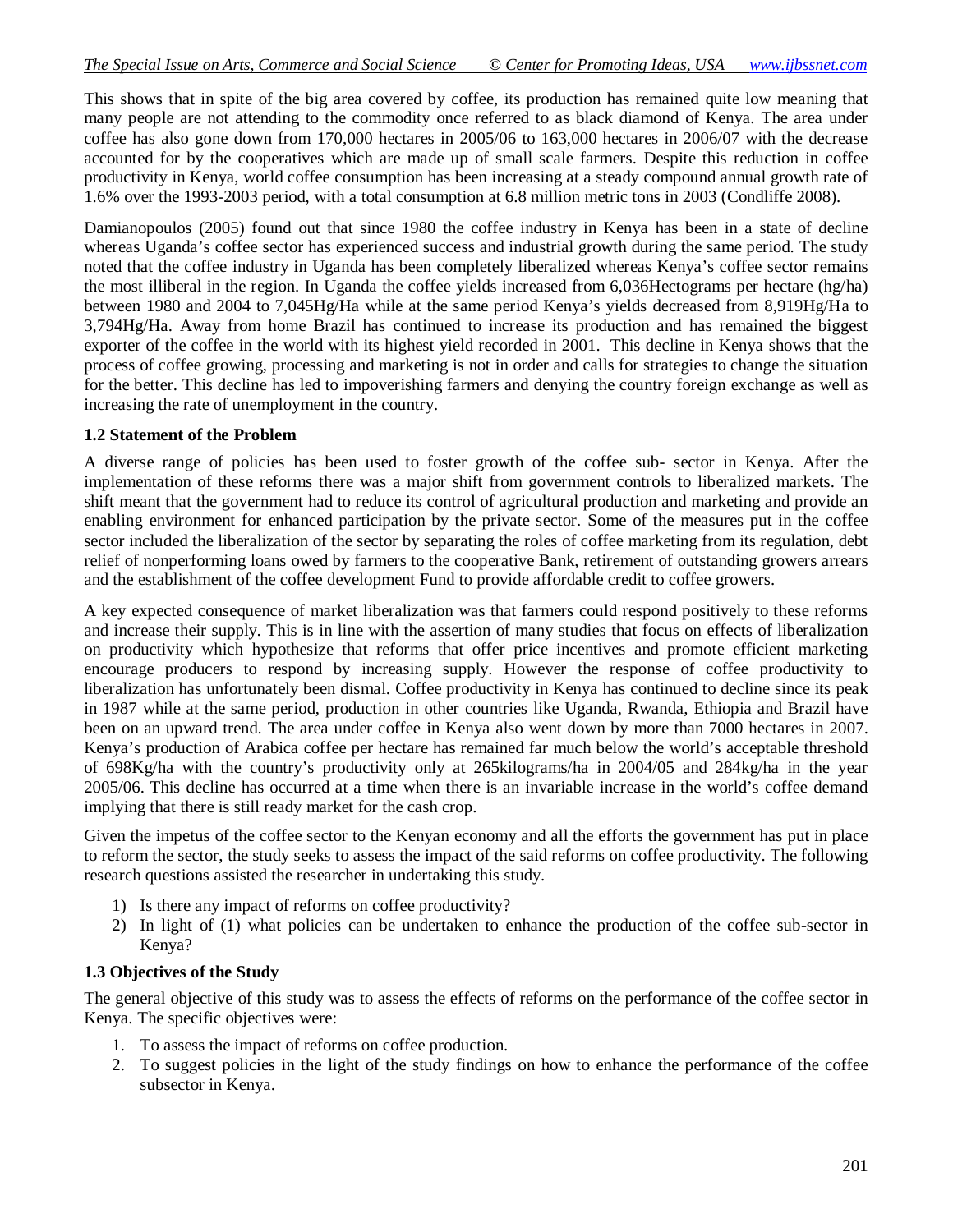This shows that in spite of the big area covered by coffee, its production has remained quite low meaning that many people are not attending to the commodity once referred to as black diamond of Kenya. The area under coffee has also gone down from 170,000 hectares in 2005/06 to 163,000 hectares in 2006/07 with the decrease accounted for by the cooperatives which are made up of small scale farmers. Despite this reduction in coffee productivity in Kenya, world coffee consumption has been increasing at a steady compound annual growth rate of 1.6% over the 1993-2003 period, with a total consumption at 6.8 million metric tons in 2003 (Condliffe 2008).

Damianopoulos (2005) found out that since 1980 the coffee industry in Kenya has been in a state of decline whereas Uganda's coffee sector has experienced success and industrial growth during the same period. The study noted that the coffee industry in Uganda has been completely liberalized whereas Kenya's coffee sector remains the most illiberal in the region. In Uganda the coffee yields increased from 6,036Hectograms per hectare (hg/ha) between 1980 and 2004 to 7,045Hg/Ha while at the same period Kenya's yields decreased from 8,919Hg/Ha to 3,794Hg/Ha. Away from home Brazil has continued to increase its production and has remained the biggest exporter of the coffee in the world with its highest yield recorded in 2001. This decline in Kenya shows that the process of coffee growing, processing and marketing is not in order and calls for strategies to change the situation for the better. This decline has led to impoverishing farmers and denying the country foreign exchange as well as increasing the rate of unemployment in the country.

### 1.2 Statement of the Problem

A diverse range of policies has been used to foster growth of the coffee sub- sector in Kenya. After the implementation of these reforms there was a major shift from government controls to liberalized markets. The shift meant that the government had to reduce its control of agricultural production and marketing and provide an enabling environment for enhanced participation by the private sector. Some of the measures put in the coffee sector included the liberalization of the sector by separating the roles of coffee marketing from its regulation, debt relief of nonperforming loans owed by farmers to the cooperative Bank, retirement of outstanding growers arrears and the establishment of the coffee development Fund to provide affordable credit to coffee growers.

A key expected consequence of market liberalization was that farmers could respond positively to these reforms and increase their supply. This is in line with the assertion of many studies that focus on effects of liberalization on productivity which hypothesize that reforms that offer price incentives and promote efficient marketing encourage producers to respond by increasing supply. However the response of coffee productivity to liberalization has unfortunately been dismal. Coffee productivity in Kenya has continued to decline since its peak in 1987 while at the same period, production in other countries like Uganda, Rwanda, Ethiopia and Brazil have been on an upward trend. The area under coffee in Kenya also went down by more than 7000 hectares in 2007. Kenya's production of Arabica coffee per hectare has remained far much below the world's acceptable threshold of 698Kg/ha with the country's productivity only at 265kilograms/ha in 2004/05 and 284kg/ha in the year 2005/06. This decline has occurred at a time when there is an invariable increase in the world's coffee demand implying that there is still ready market for the cash crop.

Given the impetus of the coffee sector to the Kenyan economy and all the efforts the government has put in place to reform the sector, the study seeks to assess the impact of the said reforms on coffee productivity. The following research questions assisted the researcher in undertaking this study.

1) Is there any impact of reforms on coffee productivity?
2) In light of (1) what policies can be undertaken to enhance the production of the coffee sub-sector in Kenya?

### 1.3 Objectives of the Study

The general objective of this study was to assess the effects of reforms on the performance of the coffee sector in Kenya. The specific objectives were:

1. To assess the impact of reforms on coffee production.
2. To suggest policies in the light of the study findings on how to enhance the performance of the coffee subsector in Kenya.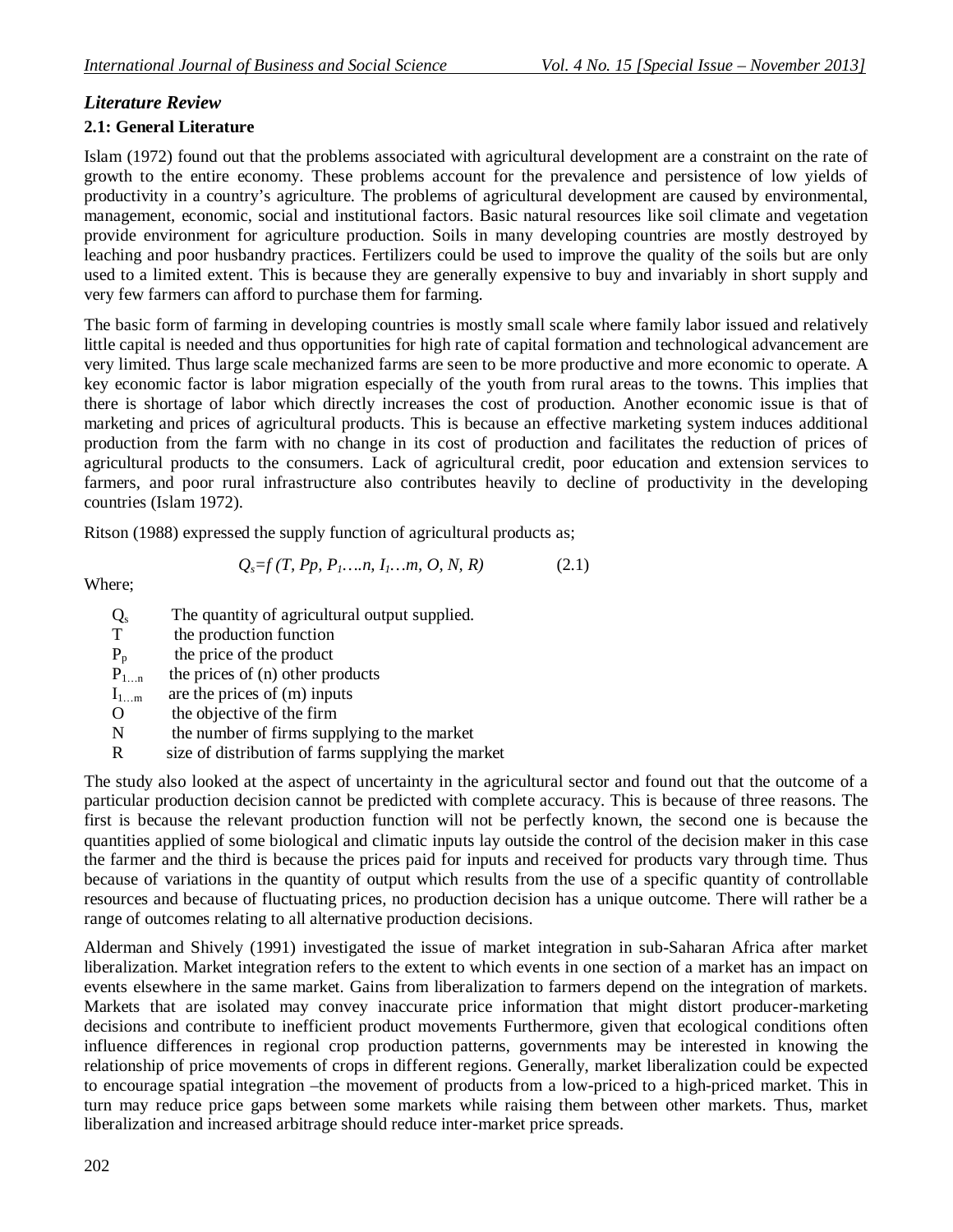## *Literature Review*

### 2.1: General Literature

Islam (1972) found out that the problems associated with agricultural development are a constraint on the rate of growth to the entire economy. These problems account for the prevalence and persistence of low yields of productivity in a country's agriculture. The problems of agricultural development are caused by environmental, management, economic, social and institutional factors. Basic natural resources like soil climate and vegetation provide environment for agriculture production. Soils in many developing countries are mostly destroyed by leaching and poor husbandry practices. Fertilizers could be used to improve the quality of the soils but are only used to a limited extent. This is because they are generally expensive to buy and invariably in short supply and very few farmers can afford to purchase them for farming.

The basic form of farming in developing countries is mostly small scale where family labor issued and relatively little capital is needed and thus opportunities for high rate of capital formation and technological advancement are very limited. Thus large scale mechanized farms are seen to be more productive and more economic to operate. A key economic factor is labor migration especially of the youth from rural areas to the towns. This implies that there is shortage of labor which directly increases the cost of production. Another economic issue is that of marketing and prices of agricultural products. This is because an effective marketing system induces additional production from the farm with no change in its cost of production and facilitates the reduction of prices of agricultural products to the consumers. Lack of agricultural credit, poor education and extension services to farmers, and poor rural infrastructure also contributes heavily to decline of productivity in the developing countries (Islam 1972).

Ritson (1988) expressed the supply function of agricultural products as;

$$Q_s = f\,(T, Pp, P_1 \ldots n, I_1 \ldots m, O, N, R) \qquad (2.1)$$

Where;

- $Q_s$ The quantity of agricultural output supplied.
- $T$ the production function
- $P_p$ the price of the product
- $P_{1 \ldots n}$ the prices of (n) other products
- $I_{1 \ldots m}$ are the prices of (m) inputs
- $O$ the objective of the firm
- $N$ the number of firms supplying to the market
- $R$ size of distribution of farms supplying the market

The study also looked at the aspect of uncertainty in the agricultural sector and found out that the outcome of a particular production decision cannot be predicted with complete accuracy. This is because of three reasons. The first is because the relevant production function will not be perfectly known, the second one is because the quantities applied of some biological and climatic inputs lay outside the control of the decision maker in this case the farmer and the third is because the prices paid for inputs and received for products vary through time. Thus because of variations in the quantity of output which results from the use of a specific quantity of controllable resources and because of fluctuating prices, no production decision has a unique outcome. There will rather be a range of outcomes relating to all alternative production decisions.

Alderman and Shively (1991) investigated the issue of market integration in sub-Saharan Africa after market liberalization. Market integration refers to the extent to which events in one section of a market has an impact on events elsewhere in the same market. Gains from liberalization to farmers depend on the integration of markets. Markets that are isolated may convey inaccurate price information that might distort producer-marketing decisions and contribute to inefficient product movements Furthermore, given that ecological conditions often influence differences in regional crop production patterns, governments may be interested in knowing the relationship of price movements of crops in different regions. Generally, market liberalization could be expected to encourage spatial integration –the movement of products from a low-priced to a high-priced market. This in turn may reduce price gaps between some markets while raising them between other markets. Thus, market liberalization and increased arbitrage should reduce inter-market price spreads.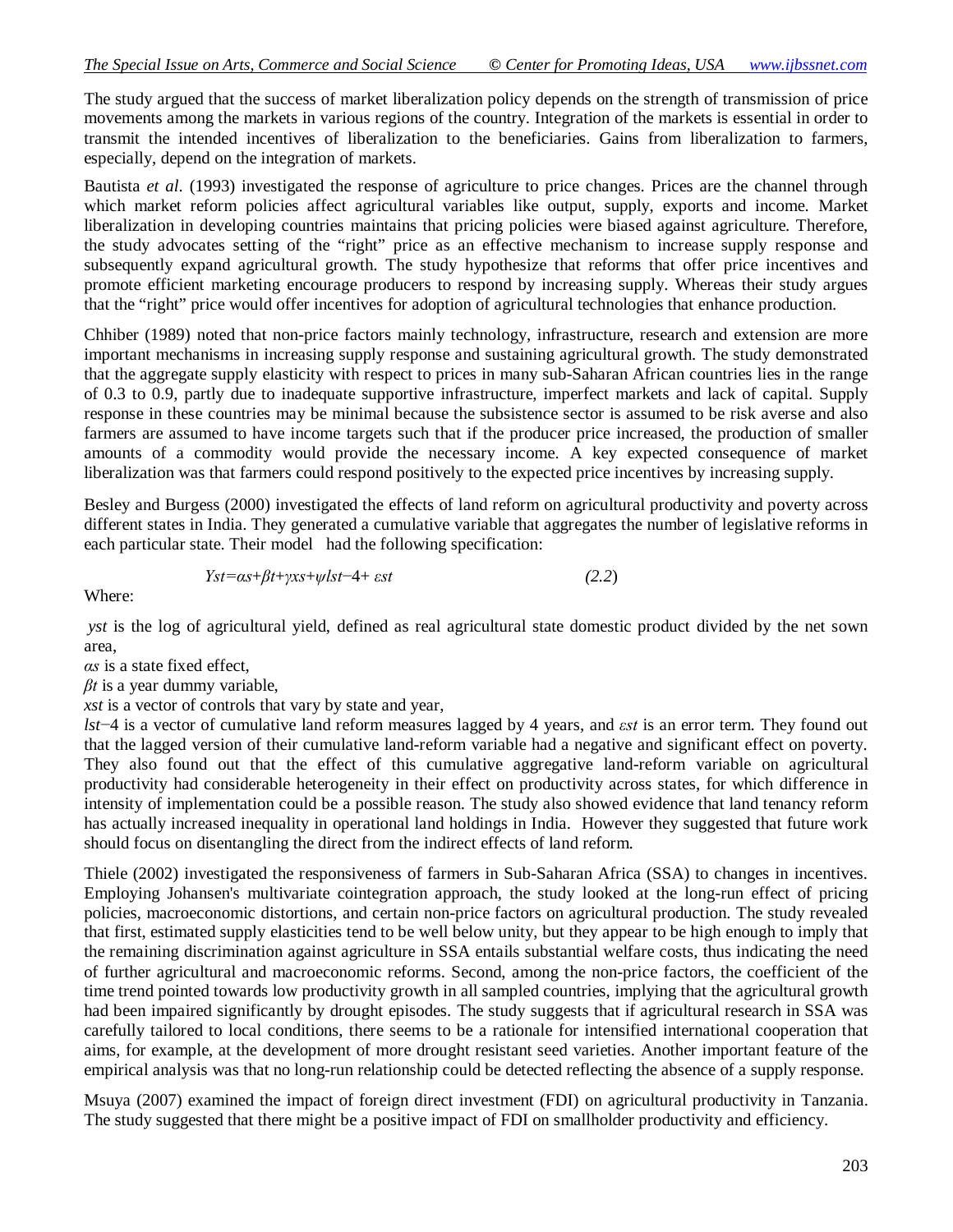The study argued that the success of market liberalization policy depends on the strength of transmission of price movements among the markets in various regions of the country. Integration of the markets is essential in order to transmit the intended incentives of liberalization to the beneficiaries. Gains from liberalization to farmers, especially, depend on the integration of markets.

Bautista *et al*. (1993) investigated the response of agriculture to price changes. Prices are the channel through which market reform policies affect agricultural variables like output, supply, exports and income. Market liberalization in developing countries maintains that pricing policies were biased against agriculture. Therefore, the study advocates setting of the "right" price as an effective mechanism to increase supply response and subsequently expand agricultural growth. The study hypothesize that reforms that offer price incentives and promote efficient marketing encourage producers to respond by increasing supply. Whereas their study argues that the "right" price would offer incentives for adoption of agricultural technologies that enhance production.

Chhiber (1989) noted that non-price factors mainly technology, infrastructure, research and extension are more important mechanisms in increasing supply response and sustaining agricultural growth. The study demonstrated that the aggregate supply elasticity with respect to prices in many sub-Saharan African countries lies in the range of 0.3 to 0.9, partly due to inadequate supportive infrastructure, imperfect markets and lack of capital. Supply response in these countries may be minimal because the subsistence sector is assumed to be risk averse and also farmers are assumed to have income targets such that if the producer price increased, the production of smaller amounts of a commodity would provide the necessary income. A key expected consequence of market liberalization was that farmers could respond positively to the expected price incentives by increasing supply.

Besley and Burgess (2000) investigated the effects of land reform on agricultural productivity and poverty across different states in India. They generated a cumulative variable that aggregates the number of legislative reforms in each particular state. Their model had the following specification:

$$Y_{st}=\alpha_s+\beta_t+\gamma x_s+\psi l_{st-4}+\varepsilon_{st} \qquad (2.2)$$

Where:

$y_{st}$ is the log of agricultural yield, defined as real agricultural state domestic product divided by the net sown area,
$\alpha_s$ is a state fixed effect,
$\beta_t$ is a year dummy variable,
$x_{st}$ is a vector of controls that vary by state and year,
$l_{st-4}$ is a vector of cumulative land reform measures lagged by 4 years, and $\varepsilon_{st}$ is an error term. They found out that the lagged version of their cumulative land-reform variable had a negative and significant effect on poverty. They also found out that the effect of this cumulative aggregative land-reform variable on agricultural productivity had considerable heterogeneity in their effect on productivity across states, for which difference in intensity of implementation could be a possible reason. The study also showed evidence that land tenancy reform has actually increased inequality in operational land holdings in India. However they suggested that future work should focus on disentangling the direct from the indirect effects of land reform.

Thiele (2002) investigated the responsiveness of farmers in Sub-Saharan Africa (SSA) to changes in incentives. Employing Johansen's multivariate cointegration approach, the study looked at the long-run effect of pricing policies, macroeconomic distortions, and certain non-price factors on agricultural production. The study revealed that first, estimated supply elasticities tend to be well below unity, but they appear to be high enough to imply that the remaining discrimination against agriculture in SSA entails substantial welfare costs, thus indicating the need of further agricultural and macroeconomic reforms. Second, among the non-price factors, the coefficient of the time trend pointed towards low productivity growth in all sampled countries, implying that the agricultural growth had been impaired significantly by drought episodes. The study suggests that if agricultural research in SSA was carefully tailored to local conditions, there seems to be a rationale for intensified international cooperation that aims, for example, at the development of more drought resistant seed varieties. Another important feature of the empirical analysis was that no long-run relationship could be detected reflecting the absence of a supply response.

Msuya (2007) examined the impact of foreign direct investment (FDI) on agricultural productivity in Tanzania. The study suggested that there might be a positive impact of FDI on smallholder productivity and efficiency.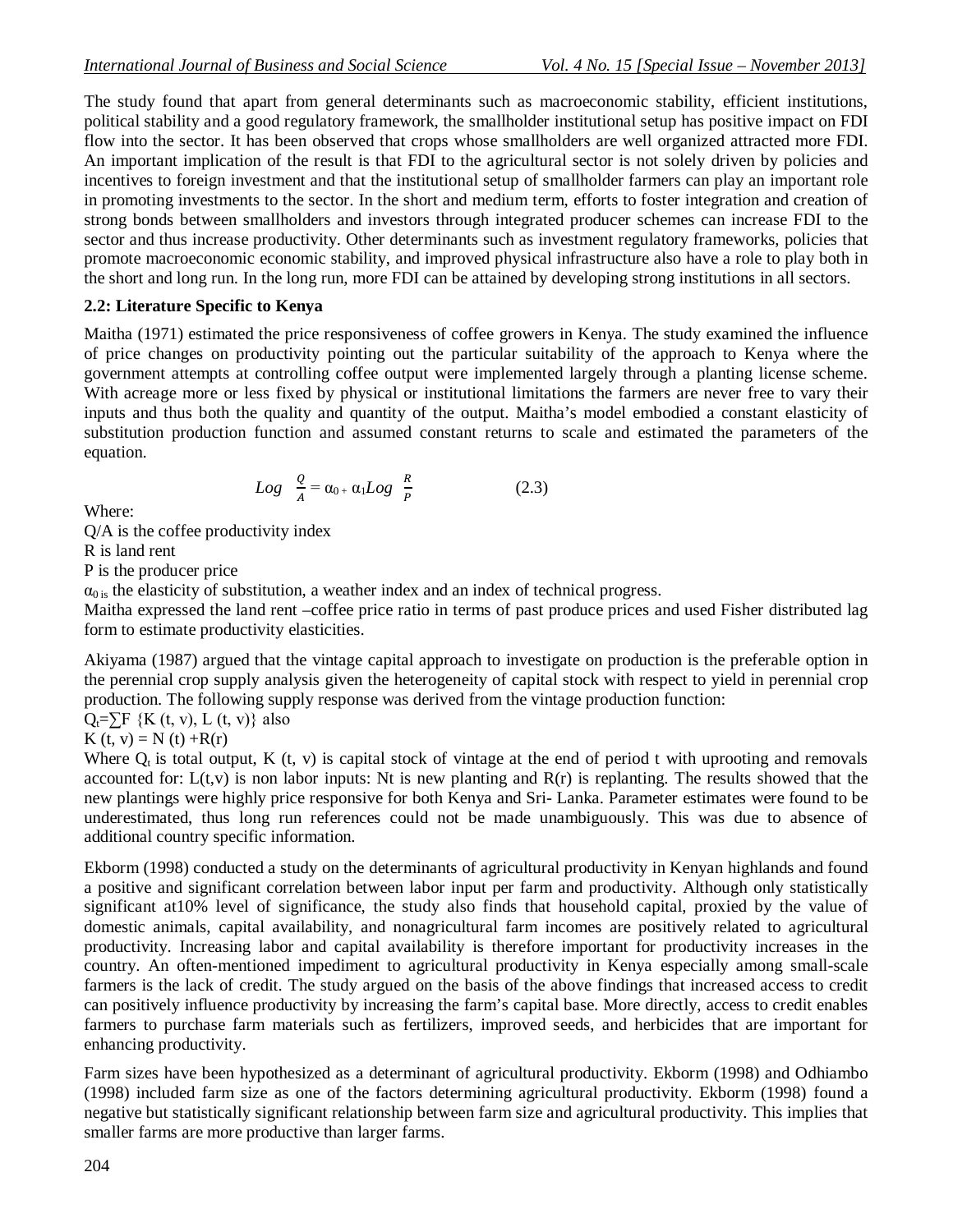The study found that apart from general determinants such as macroeconomic stability, efficient institutions, political stability and a good regulatory framework, the smallholder institutional setup has positive impact on FDI flow into the sector. It has been observed that crops whose smallholders are well organized attracted more FDI. An important implication of the result is that FDI to the agricultural sector is not solely driven by policies and incentives to foreign investment and that the institutional setup of smallholder farmers can play an important role in promoting investments to the sector. In the short and medium term, efforts to foster integration and creation of strong bonds between smallholders and investors through integrated producer schemes can increase FDI to the sector and thus increase productivity. Other determinants such as investment regulatory frameworks, policies that promote macroeconomic economic stability, and improved physical infrastructure also have a role to play both in the short and long run. In the long run, more FDI can be attained by developing strong institutions in all sectors.

**2.2: Literature Specific to Kenya**

Maitha (1971) estimated the price responsiveness of coffee growers in Kenya. The study examined the influence of price changes on productivity pointing out the particular suitability of the approach to Kenya where the government attempts at controlling coffee output were implemented largely through a planting license scheme. With acreage more or less fixed by physical or institutional limitations the farmers are never free to vary their inputs and thus both the quality and quantity of the output. Maitha's model embodied a constant elasticity of substitution production function and assumed constant returns to scale and estimated the parameters of the equation.

$$Log \ \frac{Q}{A} = \alpha_0 + \alpha_1 Log \ \frac{R}{P} \qquad (2.3)$$

Where:

Q/A is the coffee productivity index

R is land rent

P is the producer price

$\alpha_0$ is the elasticity of substitution, a weather index and an index of technical progress.

Maitha expressed the land rent –coffee price ratio in terms of past produce prices and used Fisher distributed lag form to estimate productivity elasticities.

Akiyama (1987) argued that the vintage capital approach to investigate on production is the preferable option in the perennial crop supply analysis given the heterogeneity of capital stock with respect to yield in perennial crop production. The following supply response was derived from the vintage production function:

$Q_t = \sum F \{K(t, v), L(t, v)\}$ also

$K(t, v) = N(t) + R(r)$

Where $Q_t$ is total output, K (t, v) is capital stock of vintage at the end of period t with uprooting and removals accounted for: L(t,v) is non labor inputs: Nt is new planting and R(r) is replanting. The results showed that the new plantings were highly price responsive for both Kenya and Sri- Lanka. Parameter estimates were found to be underestimated, thus long run references could not be made unambiguously. This was due to absence of additional country specific information.

Ekborm (1998) conducted a study on the determinants of agricultural productivity in Kenyan highlands and found a positive and significant correlation between labor input per farm and productivity. Although only statistically significant at10% level of significance, the study also finds that household capital, proxied by the value of domestic animals, capital availability, and nonagricultural farm incomes are positively related to agricultural productivity. Increasing labor and capital availability is therefore important for productivity increases in the country. An often-mentioned impediment to agricultural productivity in Kenya especially among small-scale farmers is the lack of credit. The study argued on the basis of the above findings that increased access to credit can positively influence productivity by increasing the farm's capital base. More directly, access to credit enables farmers to purchase farm materials such as fertilizers, improved seeds, and herbicides that are important for enhancing productivity.

Farm sizes have been hypothesized as a determinant of agricultural productivity. Ekborm (1998) and Odhiambo (1998) included farm size as one of the factors determining agricultural productivity. Ekborm (1998) found a negative but statistically significant relationship between farm size and agricultural productivity. This implies that smaller farms are more productive than larger farms.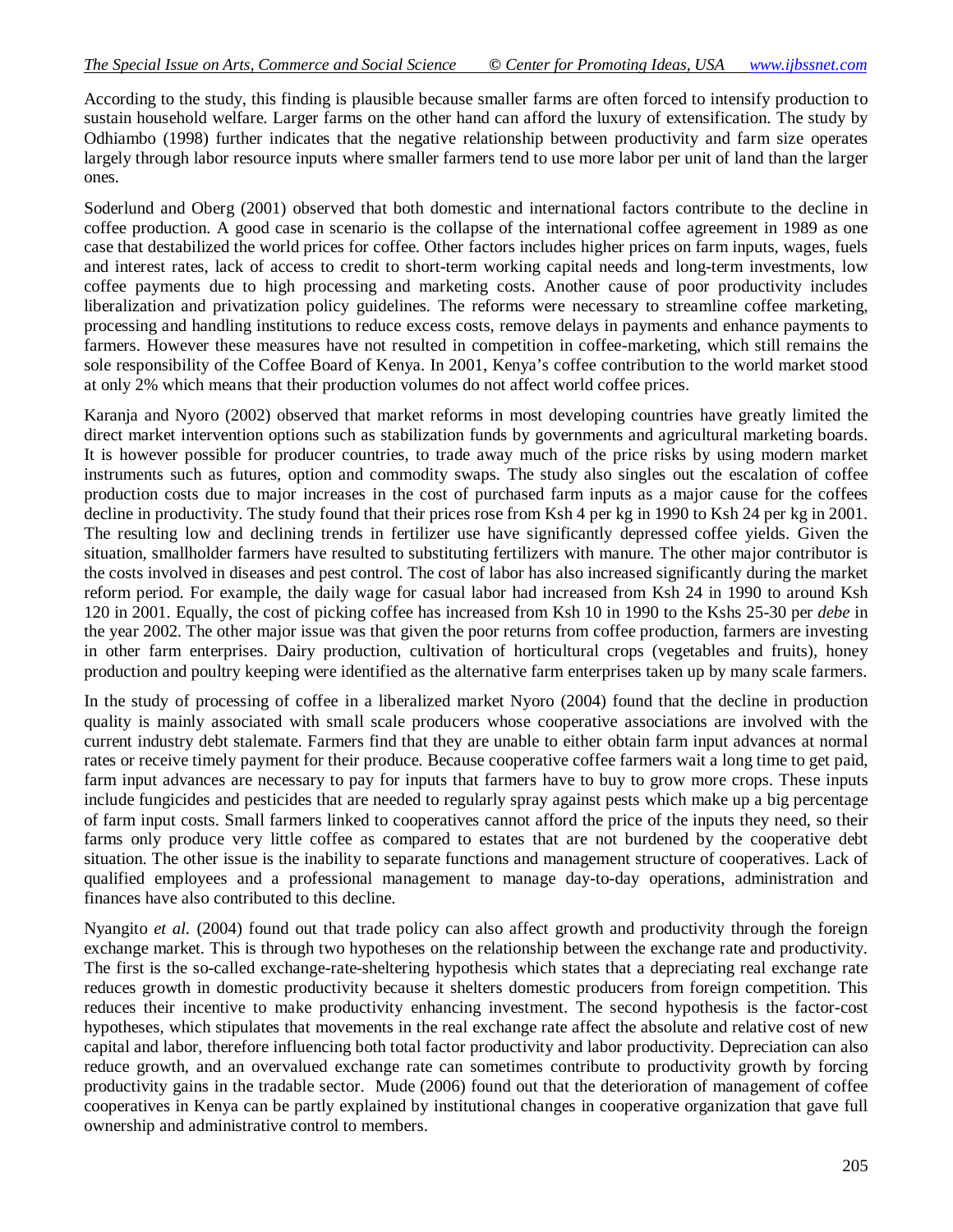According to the study, this finding is plausible because smaller farms are often forced to intensify production to sustain household welfare. Larger farms on the other hand can afford the luxury of extensification. The study by Odhiambo (1998) further indicates that the negative relationship between productivity and farm size operates largely through labor resource inputs where smaller farmers tend to use more labor per unit of land than the larger ones.

Soderlund and Oberg (2001) observed that both domestic and international factors contribute to the decline in coffee production. A good case in scenario is the collapse of the international coffee agreement in 1989 as one case that destabilized the world prices for coffee. Other factors includes higher prices on farm inputs, wages, fuels and interest rates, lack of access to credit to short-term working capital needs and long-term investments, low coffee payments due to high processing and marketing costs. Another cause of poor productivity includes liberalization and privatization policy guidelines. The reforms were necessary to streamline coffee marketing, processing and handling institutions to reduce excess costs, remove delays in payments and enhance payments to farmers. However these measures have not resulted in competition in coffee-marketing, which still remains the sole responsibility of the Coffee Board of Kenya. In 2001, Kenya's coffee contribution to the world market stood at only 2% which means that their production volumes do not affect world coffee prices.

Karanja and Nyoro (2002) observed that market reforms in most developing countries have greatly limited the direct market intervention options such as stabilization funds by governments and agricultural marketing boards. It is however possible for producer countries, to trade away much of the price risks by using modern market instruments such as futures, option and commodity swaps. The study also singles out the escalation of coffee production costs due to major increases in the cost of purchased farm inputs as a major cause for the coffees decline in productivity. The study found that their prices rose from Ksh 4 per kg in 1990 to Ksh 24 per kg in 2001. The resulting low and declining trends in fertilizer use have significantly depressed coffee yields. Given the situation, smallholder farmers have resulted to substituting fertilizers with manure. The other major contributor is the costs involved in diseases and pest control. The cost of labor has also increased significantly during the market reform period. For example, the daily wage for casual labor had increased from Ksh 24 in 1990 to around Ksh 120 in 2001. Equally, the cost of picking coffee has increased from Ksh 10 in 1990 to the Kshs 25-30 per *debe* in the year 2002. The other major issue was that given the poor returns from coffee production, farmers are investing in other farm enterprises. Dairy production, cultivation of horticultural crops (vegetables and fruits), honey production and poultry keeping were identified as the alternative farm enterprises taken up by many scale farmers.

In the study of processing of coffee in a liberalized market Nyoro (2004) found that the decline in production quality is mainly associated with small scale producers whose cooperative associations are involved with the current industry debt stalemate. Farmers find that they are unable to either obtain farm input advances at normal rates or receive timely payment for their produce. Because cooperative coffee farmers wait a long time to get paid, farm input advances are necessary to pay for inputs that farmers have to buy to grow more crops. These inputs include fungicides and pesticides that are needed to regularly spray against pests which make up a big percentage of farm input costs. Small farmers linked to cooperatives cannot afford the price of the inputs they need, so their farms only produce very little coffee as compared to estates that are not burdened by the cooperative debt situation. The other issue is the inability to separate functions and management structure of cooperatives. Lack of qualified employees and a professional management to manage day-to-day operations, administration and finances have also contributed to this decline.

Nyangito *et al.* (2004) found out that trade policy can also affect growth and productivity through the foreign exchange market. This is through two hypotheses on the relationship between the exchange rate and productivity. The first is the so-called exchange-rate-sheltering hypothesis which states that a depreciating real exchange rate reduces growth in domestic productivity because it shelters domestic producers from foreign competition. This reduces their incentive to make productivity enhancing investment. The second hypothesis is the factor-cost hypotheses, which stipulates that movements in the real exchange rate affect the absolute and relative cost of new capital and labor, therefore influencing both total factor productivity and labor productivity. Depreciation can also reduce growth, and an overvalued exchange rate can sometimes contribute to productivity growth by forcing productivity gains in the tradable sector. Mude (2006) found out that the deterioration of management of coffee cooperatives in Kenya can be partly explained by institutional changes in cooperative organization that gave full ownership and administrative control to members.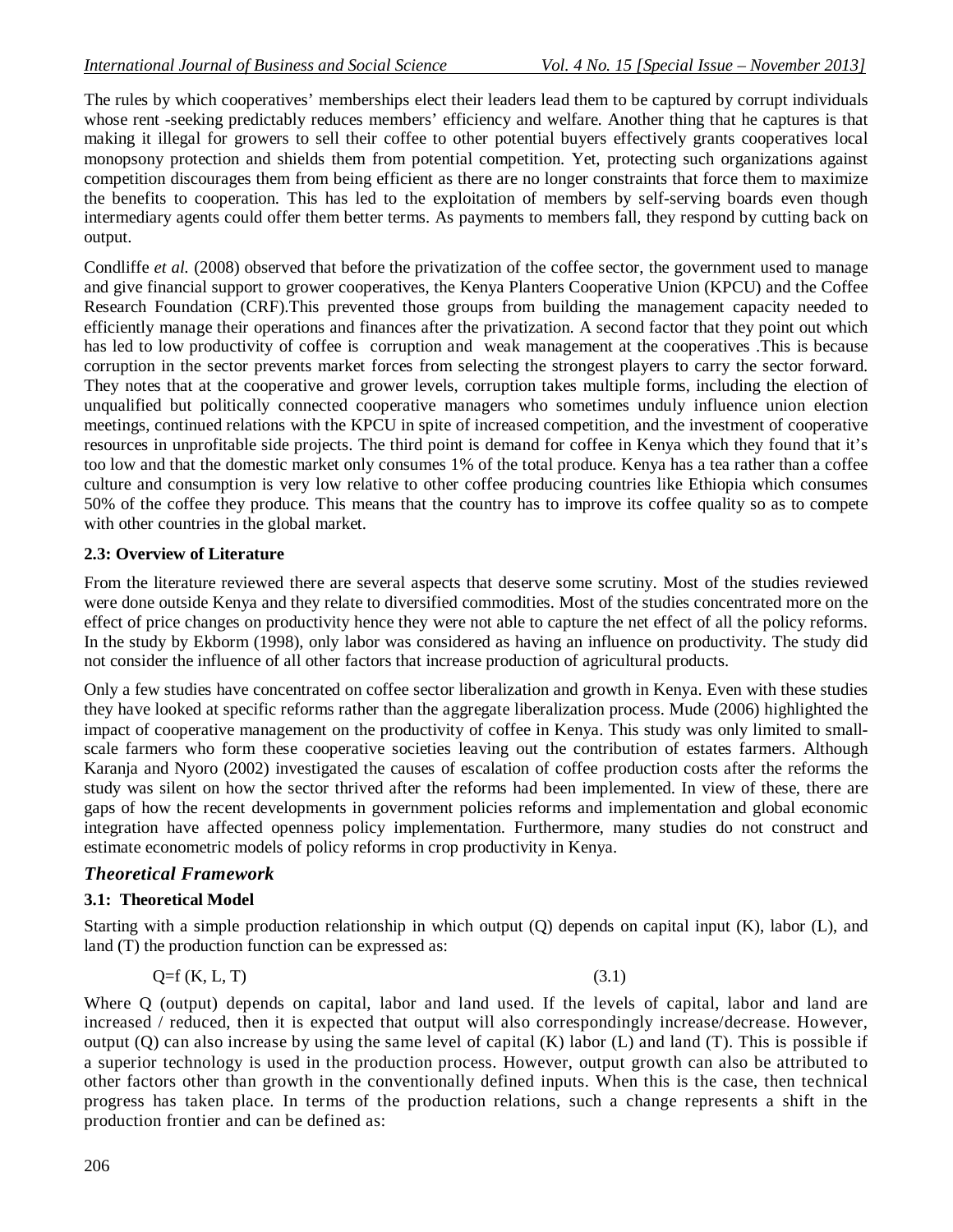The rules by which cooperatives' memberships elect their leaders lead them to be captured by corrupt individuals whose rent -seeking predictably reduces members' efficiency and welfare. Another thing that he captures is that making it illegal for growers to sell their coffee to other potential buyers effectively grants cooperatives local monopsony protection and shields them from potential competition. Yet, protecting such organizations against competition discourages them from being efficient as there are no longer constraints that force them to maximize the benefits to cooperation. This has led to the exploitation of members by self-serving boards even though intermediary agents could offer them better terms. As payments to members fall, they respond by cutting back on output.

Condliffe *et al.* (2008) observed that before the privatization of the coffee sector, the government used to manage and give financial support to grower cooperatives, the Kenya Planters Cooperative Union (KPCU) and the Coffee Research Foundation (CRF).This prevented those groups from building the management capacity needed to efficiently manage their operations and finances after the privatization. A second factor that they point out which has led to low productivity of coffee is corruption and weak management at the cooperatives .This is because corruption in the sector prevents market forces from selecting the strongest players to carry the sector forward. They notes that at the cooperative and grower levels, corruption takes multiple forms, including the election of unqualified but politically connected cooperative managers who sometimes unduly influence union election meetings, continued relations with the KPCU in spite of increased competition, and the investment of cooperative resources in unprofitable side projects. The third point is demand for coffee in Kenya which they found that it's too low and that the domestic market only consumes 1% of the total produce. Kenya has a tea rather than a coffee culture and consumption is very low relative to other coffee producing countries like Ethiopia which consumes 50% of the coffee they produce. This means that the country has to improve its coffee quality so as to compete with other countries in the global market.

**2.3: Overview of Literature**

From the literature reviewed there are several aspects that deserve some scrutiny. Most of the studies reviewed were done outside Kenya and they relate to diversified commodities. Most of the studies concentrated more on the effect of price changes on productivity hence they were not able to capture the net effect of all the policy reforms. In the study by Ekborm (1998), only labor was considered as having an influence on productivity. The study did not consider the influence of all other factors that increase production of agricultural products.

Only a few studies have concentrated on coffee sector liberalization and growth in Kenya. Even with these studies they have looked at specific reforms rather than the aggregate liberalization process. Mude (2006) highlighted the impact of cooperative management on the productivity of coffee in Kenya. This study was only limited to small-scale farmers who form these cooperative societies leaving out the contribution of estates farmers. Although Karanja and Nyoro (2002) investigated the causes of escalation of coffee production costs after the reforms the study was silent on how the sector thrived after the reforms had been implemented. In view of these, there are gaps of how the recent developments in government policies reforms and implementation and global economic integration have affected openness policy implementation. Furthermore, many studies do not construct and estimate econometric models of policy reforms in crop productivity in Kenya.

## *Theoretical Framework*

**3.1: Theoretical Model**

Starting with a simple production relationship in which output (Q) depends on capital input (K), labor (L), and land (T) the production function can be expressed as:

$$Q=f(K, L, T) \tag{3.1}$$

Where Q (output) depends on capital, labor and land used. If the levels of capital, labor and land are increased / reduced, then it is expected that output will also correspondingly increase/decrease. However, output (Q) can also increase by using the same level of capital (K) labor (L) and land (T). This is possible if a superior technology is used in the production process. However, output growth can also be attributed to other factors other than growth in the conventionally defined inputs. When this is the case, then technical progress has taken place. In terms of the production relations, such a change represents a shift in the production frontier and can be defined as: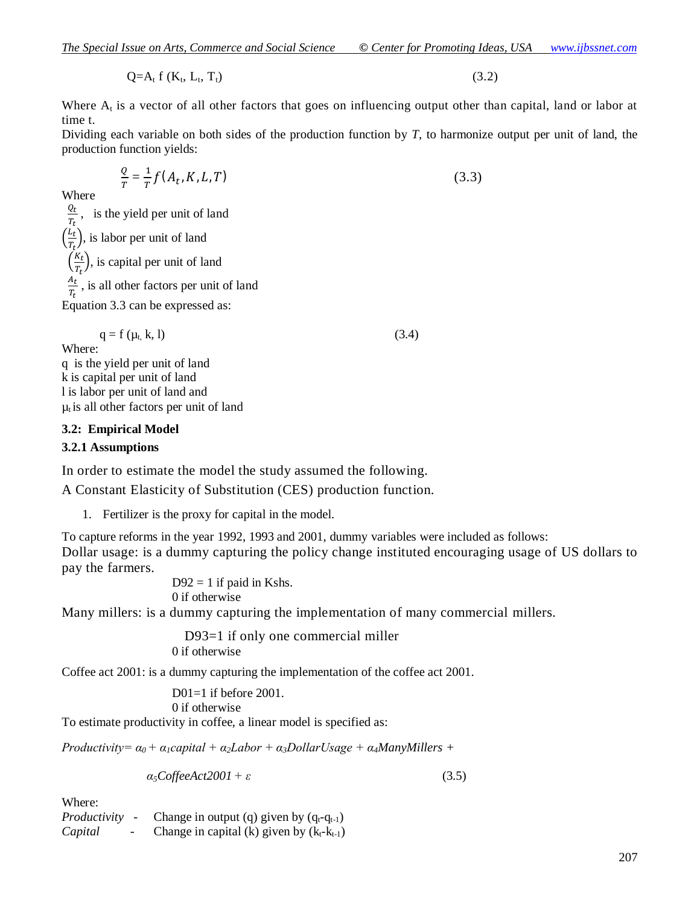$$Q = A_t \, f(K_t, L_t, T_t) \tag{3.2}$$

Where $A_t$ is a vector of all other factors that goes on influencing output other than capital, land or labor at time t.

Dividing each variable on both sides of the production function by *T*, to harmonize output per unit of land, the production function yields:

$$\frac{Q}{T} = \frac{1}{T} f(A_t, K, L, T) \tag{3.3}$$

Where

$\frac{Q_t}{T_t}$, is the yield per unit of land

$\left(\frac{L_t}{T_t}\right)$, is labor per unit of land

$\left(\frac{K_t}{T_t}\right)$, is capital per unit of land

$\frac{A_t}{T_t}$, is all other factors per unit of land

Equation 3.3 can be expressed as:

$$q = f(\mu_t, k, l) \tag{3.4}$$

Where:

q is the yield per unit of land

k is capital per unit of land

l is labor per unit of land and

$\mu_t$ is all other factors per unit of land

### 3.2: Empirical Model

#### 3.2.1 Assumptions

In order to estimate the model the study assumed the following.

A Constant Elasticity of Substitution (CES) production function.

1. Fertilizer is the proxy for capital in the model.

To capture reforms in the year 1992, 1993 and 2001, dummy variables were included as follows:

Dollar usage: is a dummy capturing the policy change instituted encouraging usage of US dollars to pay the farmers.

D92 = 1 if paid in Kshs.
0 if otherwise

Many millers: is a dummy capturing the implementation of many commercial millers.

D93=1 if only one commercial miller
0 if otherwise

Coffee act 2001: is a dummy capturing the implementation of the coffee act 2001.

D01=1 if before 2001.
0 if otherwise

To estimate productivity in coffee, a linear model is specified as:

$$Productivity = \alpha_0 + \alpha_1 capital + \alpha_2 Labor + \alpha_3 DollarUsage + \alpha_4 ManyMillers + \alpha_5 CoffeeAct2001 + \varepsilon \tag{3.5}$$

Where:

*Productivity* - Change in output (q) given by $(q_t - q_{t-1})$

*Capital* - Change in capital (k) given by $(k_t - k_{t-1})$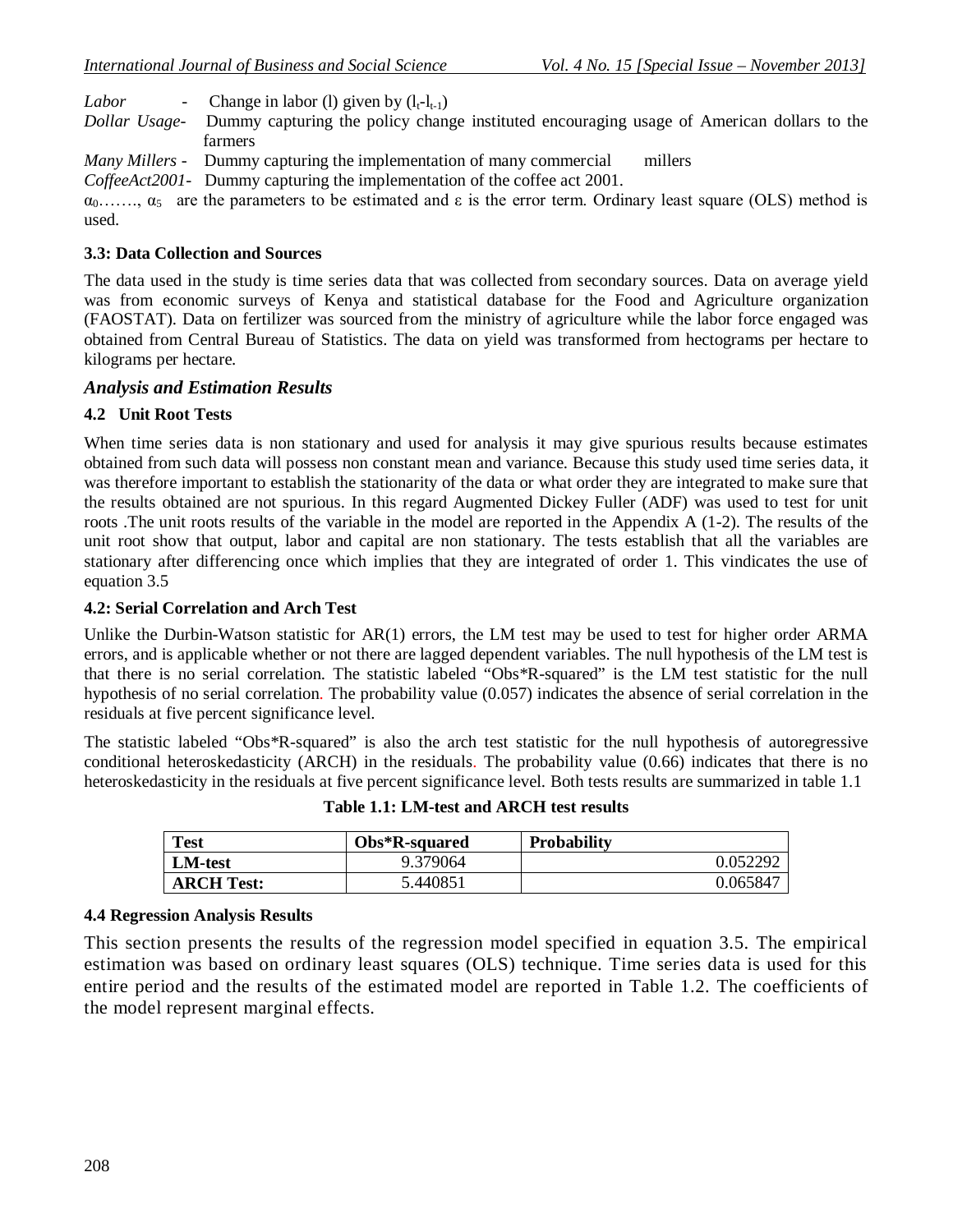*Labor* - Change in labor (l) given by $(l_t - l_{t-1})$

*Dollar Usage-* Dummy capturing the policy change instituted encouraging usage of American dollars to the farmers

*Many Millers -* Dummy capturing the implementation of many commercial millers

*CoffeeAct2001-* Dummy capturing the implementation of the coffee act 2001.

$\alpha_0$……., $\alpha_5$ are the parameters to be estimated and $\varepsilon$ is the error term. Ordinary least square (OLS) method is used.

### 3.3: Data Collection and Sources

The data used in the study is time series data that was collected from secondary sources. Data on average yield was from economic surveys of Kenya and statistical database for the Food and Agriculture organization (FAOSTAT). Data on fertilizer was sourced from the ministry of agriculture while the labor force engaged was obtained from Central Bureau of Statistics. The data on yield was transformed from hectograms per hectare to kilograms per hectare.

## *Analysis and Estimation Results*

### 4.2 Unit Root Tests

When time series data is non stationary and used for analysis it may give spurious results because estimates obtained from such data will possess non constant mean and variance. Because this study used time series data, it was therefore important to establish the stationarity of the data or what order they are integrated to make sure that the results obtained are not spurious. In this regard Augmented Dickey Fuller (ADF) was used to test for unit roots .The unit roots results of the variable in the model are reported in the Appendix A (1-2). The results of the unit root show that output, labor and capital are non stationary. The tests establish that all the variables are stationary after differencing once which implies that they are integrated of order 1. This vindicates the use of equation 3.5

### 4.2: Serial Correlation and Arch Test

Unlike the Durbin-Watson statistic for AR(1) errors, the LM test may be used to test for higher order ARMA errors, and is applicable whether or not there are lagged dependent variables. The null hypothesis of the LM test is that there is no serial correlation. The statistic labeled "Obs*R-squared" is the LM test statistic for the null hypothesis of no serial correlation. The probability value (0.057) indicates the absence of serial correlation in the residuals at five percent significance level.

The statistic labeled "Obs*R-squared" is also the arch test statistic for the null hypothesis of autoregressive conditional heteroskedasticity (ARCH) in the residuals. The probability value (0.66) indicates that there is no heteroskedasticity in the residuals at five percent significance level. Both tests results are summarized in table 1.1

**Table 1.1: LM-test and ARCH test results**

| Test | Obs*R-squared | Probability |
|---|---|---|
| **LM-test** | 9.379064 | 0.052292 |
| **ARCH Test:** | 5.440851 | 0.065847 |

### 4.4 Regression Analysis Results

This section presents the results of the regression model specified in equation 3.5. The empirical estimation was based on ordinary least squares (OLS) technique. Time series data is used for this entire period and the results of the estimated model are reported in Table 1.2. The coefficients of the model represent marginal effects.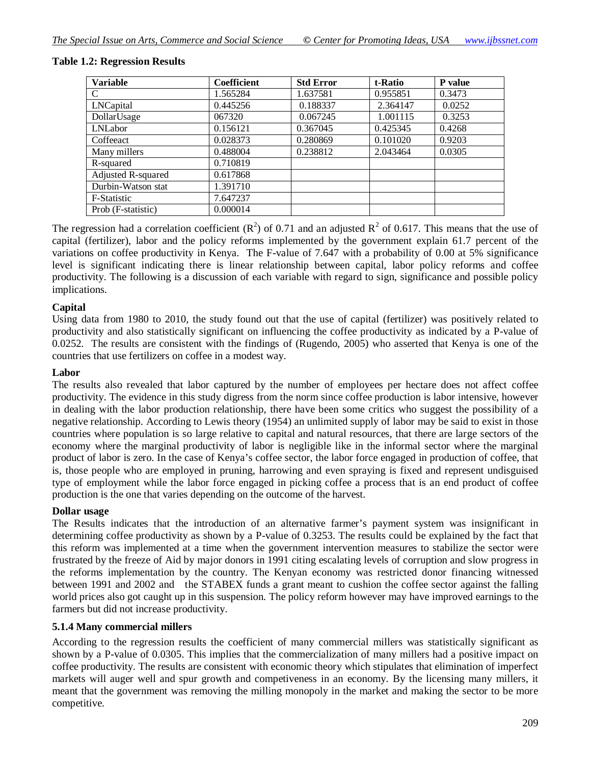**Table 1.2: Regression Results**

| Variable | Coefficient | Std Error | t-Ratio | P value |
|---|---|---|---|---|
| C | 1.565284 | 1.637581 | 0.955851 | 0.3473 |
| LNCapital | 0.445256 | 0.188337 | 2.364147 | 0.0252 |
| DollarUsage | 067320 | 0.067245 | 1.001115 | 0.3253 |
| LNLabor | 0.156121 | 0.367045 | 0.425345 | 0.4268 |
| Coffeeact | 0.028373 | 0.280869 | 0.101020 | 0.9203 |
| Many millers | 0.488004 | 0.238812 | 2.043464 | 0.0305 |
| R-squared | 0.710819 | | | |
| Adjusted R-squared | 0.617868 | | | |
| Durbin-Watson stat | 1.391710 | | | |
| F-Statistic | 7.647237 | | | |
| Prob (F-statistic) | 0.000014 | | | |

The regression had a correlation coefficient ($R^2$) of 0.71 and an adjusted $R^2$ of 0.617. This means that the use of capital (fertilizer), labor and the policy reforms implemented by the government explain 61.7 percent of the variations on coffee productivity in Kenya. The F-value of 7.647 with a probability of 0.00 at 5% significance level is significant indicating there is linear relationship between capital, labor policy reforms and coffee productivity. The following is a discussion of each variable with regard to sign, significance and possible policy implications.

**Capital**

Using data from 1980 to 2010, the study found out that the use of capital (fertilizer) was positively related to productivity and also statistically significant on influencing the coffee productivity as indicated by a P-value of 0.0252. The results are consistent with the findings of (Rugendo, 2005) who asserted that Kenya is one of the countries that use fertilizers on coffee in a modest way.

**Labor**

The results also revealed that labor captured by the number of employees per hectare does not affect coffee productivity. The evidence in this study digress from the norm since coffee production is labor intensive, however in dealing with the labor production relationship, there have been some critics who suggest the possibility of a negative relationship. According to Lewis theory (1954) an unlimited supply of labor may be said to exist in those countries where population is so large relative to capital and natural resources, that there are large sectors of the economy where the marginal productivity of labor is negligible like in the informal sector where the marginal product of labor is zero. In the case of Kenya's coffee sector, the labor force engaged in production of coffee, that is, those people who are employed in pruning, harrowing and even spraying is fixed and represent undisguised type of employment while the labor force engaged in picking coffee a process that is an end product of coffee production is the one that varies depending on the outcome of the harvest.

**Dollar usage**

The Results indicates that the introduction of an alternative farmer's payment system was insignificant in determining coffee productivity as shown by a P-value of 0.3253. The results could be explained by the fact that this reform was implemented at a time when the government intervention measures to stabilize the sector were frustrated by the freeze of Aid by major donors in 1991 citing escalating levels of corruption and slow progress in the reforms implementation by the country. The Kenyan economy was restricted donor financing witnessed between 1991 and 2002 and the STABEX funds a grant meant to cushion the coffee sector against the falling world prices also got caught up in this suspension. The policy reform however may have improved earnings to the farmers but did not increase productivity.

**5.1.4 Many commercial millers**

According to the regression results the coefficient of many commercial millers was statistically significant as shown by a P-value of 0.0305. This implies that the commercialization of many millers had a positive impact on coffee productivity. The results are consistent with economic theory which stipulates that elimination of imperfect markets will auger well and spur growth and competiveness in an economy. By the licensing many millers, it meant that the government was removing the milling monopoly in the market and making the sector to be more competitive.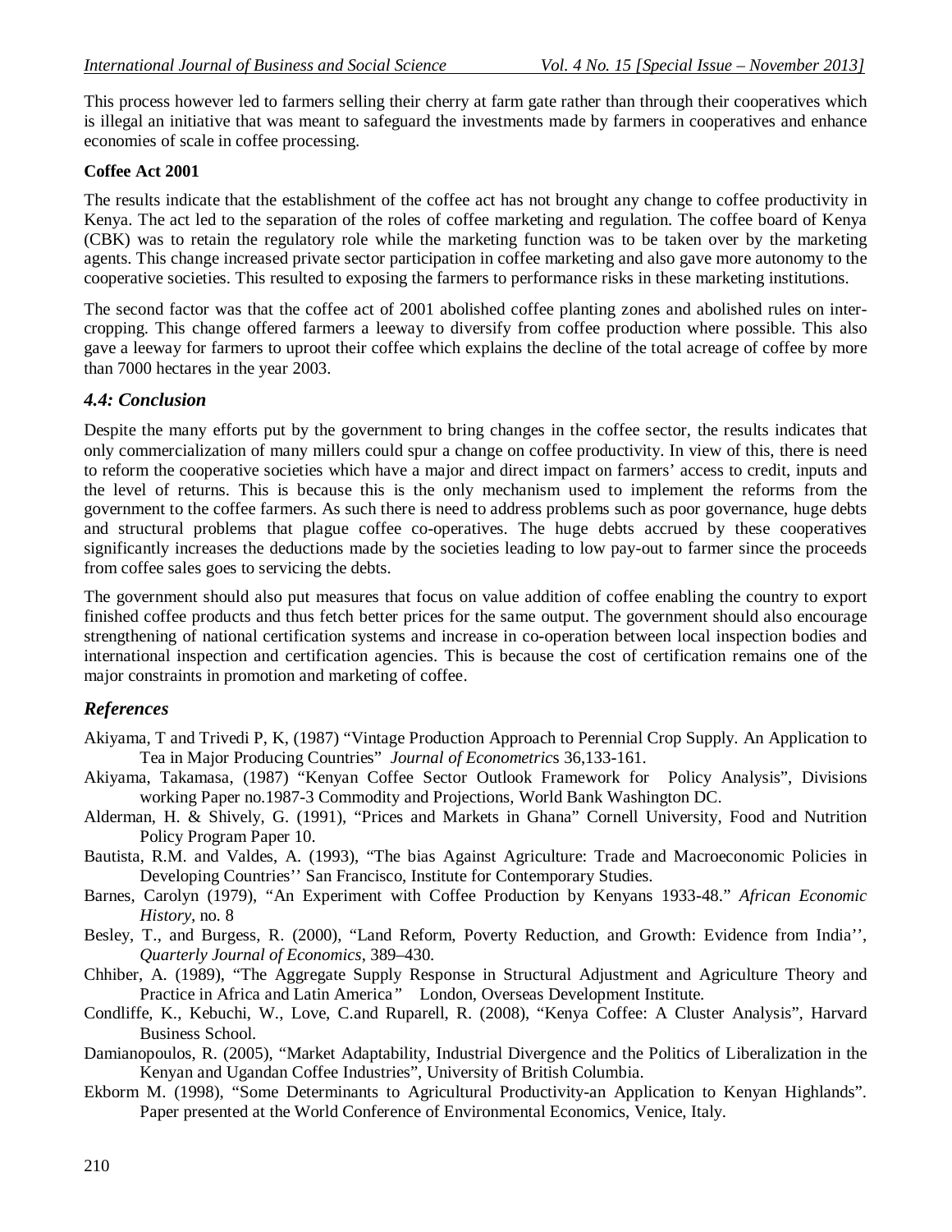This process however led to farmers selling their cherry at farm gate rather than through their cooperatives which is illegal an initiative that was meant to safeguard the investments made by farmers in cooperatives and enhance economies of scale in coffee processing.

**Coffee Act 2001**

The results indicate that the establishment of the coffee act has not brought any change to coffee productivity in Kenya. The act led to the separation of the roles of coffee marketing and regulation. The coffee board of Kenya (CBK) was to retain the regulatory role while the marketing function was to be taken over by the marketing agents. This change increased private sector participation in coffee marketing and also gave more autonomy to the cooperative societies. This resulted to exposing the farmers to performance risks in these marketing institutions.

The second factor was that the coffee act of 2001 abolished coffee planting zones and abolished rules on inter-cropping. This change offered farmers a leeway to diversify from coffee production where possible. This also gave a leeway for farmers to uproot their coffee which explains the decline of the total acreage of coffee by more than 7000 hectares in the year 2003.

### *4.4: Conclusion*

Despite the many efforts put by the government to bring changes in the coffee sector, the results indicates that only commercialization of many millers could spur a change on coffee productivity. In view of this, there is need to reform the cooperative societies which have a major and direct impact on farmers' access to credit, inputs and the level of returns. This is because this is the only mechanism used to implement the reforms from the government to the coffee farmers. As such there is need to address problems such as poor governance, huge debts and structural problems that plague coffee co-operatives. The huge debts accrued by these cooperatives significantly increases the deductions made by the societies leading to low pay-out to farmer since the proceeds from coffee sales goes to servicing the debts.

The government should also put measures that focus on value addition of coffee enabling the country to export finished coffee products and thus fetch better prices for the same output. The government should also encourage strengthening of national certification systems and increase in co-operation between local inspection bodies and international inspection and certification agencies. This is because the cost of certification remains one of the major constraints in promotion and marketing of coffee.

## *References*

Akiyama, T and Trivedi P, K, (1987) "Vintage Production Approach to Perennial Crop Supply. An Application to Tea in Major Producing Countries" *Journal of Econometrics* 36,133-161.

Akiyama, Takamasa, (1987) "Kenyan Coffee Sector Outlook Framework for Policy Analysis", Divisions working Paper no.1987-3 Commodity and Projections, World Bank Washington DC.

Alderman, H. & Shively, G. (1991), "Prices and Markets in Ghana" Cornell University, Food and Nutrition Policy Program Paper 10.

Bautista, R.M. and Valdes, A. (1993), "The bias Against Agriculture: Trade and Macroeconomic Policies in Developing Countries'' San Francisco, Institute for Contemporary Studies.

Barnes, Carolyn (1979), "An Experiment with Coffee Production by Kenyans 1933-48." *African Economic History*, no. 8

Besley, T., and Burgess, R. (2000), "Land Reform, Poverty Reduction, and Growth: Evidence from India'', *Quarterly Journal of Economics*, 389–430.

Chhiber, A. (1989), "The Aggregate Supply Response in Structural Adjustment and Agriculture Theory and Practice in Africa and Latin America" London, Overseas Development Institute.

Condliffe, K., Kebuchi, W., Love, C.and Ruparell, R. (2008), "Kenya Coffee: A Cluster Analysis", Harvard Business School.

Damianopoulos, R. (2005), "Market Adaptability, Industrial Divergence and the Politics of Liberalization in the Kenyan and Ugandan Coffee Industries", University of British Columbia.

Ekborm M. (1998), "Some Determinants to Agricultural Productivity-an Application to Kenyan Highlands". Paper presented at the World Conference of Environmental Economics, Venice, Italy.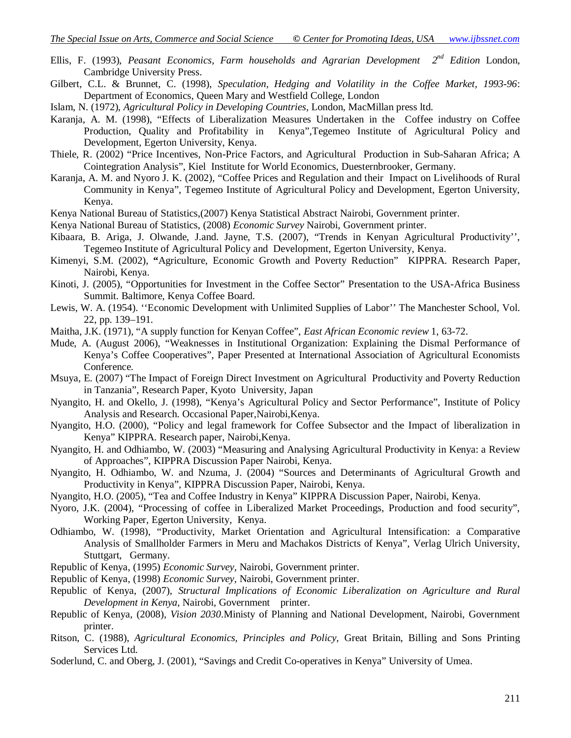Ellis, F. (1993), *Peasant Economics, Farm households and Agrarian Development 2nd Edition* London, Cambridge University Press.

Gilbert, C.L. & Brunnet, C. (1998), *Speculation, Hedging and Volatility in the Coffee Market, 1993-96*: Department of Economics, Queen Mary and Westfield College, London

Islam, N. (1972), *Agricultural Policy in Developing Countries,* London, MacMillan press ltd.

Karanja, A. M. (1998), "Effects of Liberalization Measures Undertaken in the Coffee industry on Coffee Production, Quality and Profitability in Kenya",Tegemeo Institute of Agricultural Policy and Development, Egerton University, Kenya.

Thiele, R. (2002) "Price Incentives, Non-Price Factors, and Agricultural Production in Sub-Saharan Africa; A Cointegration Analysis", Kiel Institute for World Economics, Duesternbrooker, Germany.

Karanja, A. M. and Nyoro J. K. (2002), "Coffee Prices and Regulation and their Impact on Livelihoods of Rural Community in Kenya", Tegemeo Institute of Agricultural Policy and Development, Egerton University, Kenya.

Kenya National Bureau of Statistics,(2007) Kenya Statistical Abstract Nairobi, Government printer.

Kenya National Bureau of Statistics, (2008) *Economic Survey* Nairobi, Government printer.

Kibaara, B. Ariga, J. Olwande, J.and. Jayne, T.S. (2007), "Trends in Kenyan Agricultural Productivity'', Tegemeo Institute of Agricultural Policy and Development, Egerton University, Kenya.

Kimenyi, S.M. (2002), **"**Agriculture, Economic Growth and Poverty Reduction" KIPPRA. Research Paper, Nairobi, Kenya.

Kinoti, J. (2005), "Opportunities for Investment in the Coffee Sector" Presentation to the USA-Africa Business Summit. Baltimore, Kenya Coffee Board.

Lewis, W. A. (1954). ''Economic Development with Unlimited Supplies of Labor'' The Manchester School, Vol. 22, pp. 139–191.

Maitha, J.K. (1971), "A supply function for Kenyan Coffee", *East African Economic review* 1, 63-72.

Mude, A. (August 2006), "Weaknesses in Institutional Organization: Explaining the Dismal Performance of Kenya's Coffee Cooperatives", Paper Presented at International Association of Agricultural Economists Conference.

Msuya, E. (2007) "The Impact of Foreign Direct Investment on Agricultural Productivity and Poverty Reduction in Tanzania", Research Paper, Kyoto University, Japan

Nyangito, H. and Okello, J. (1998), "Kenya's Agricultural Policy and Sector Performance", Institute of Policy Analysis and Research. Occasional Paper,Nairobi,Kenya.

Nyangito, H.O. (2000), "Policy and legal framework for Coffee Subsector and the Impact of liberalization in Kenya" KIPPRA. Research paper, Nairobi,Kenya.

Nyangito, H. and Odhiambo, W. (2003) "Measuring and Analysing Agricultural Productivity in Kenya: a Review of Approaches", KIPPRA Discussion Paper Nairobi, Kenya.

Nyangito, H. Odhiambo, W. and Nzuma, J. (2004) "Sources and Determinants of Agricultural Growth and Productivity in Kenya", KIPPRA Discussion Paper, Nairobi, Kenya.

Nyangito, H.O. (2005), "Tea and Coffee Industry in Kenya" KIPPRA Discussion Paper, Nairobi, Kenya.

Nyoro, J.K. (2004), "Processing of coffee in Liberalized Market Proceedings, Production and food security", Working Paper, Egerton University, Kenya.

Odhiambo, W. (1998), "Productivity, Market Orientation and Agricultural Intensification: a Comparative Analysis of Smallholder Farmers in Meru and Machakos Districts of Kenya", Verlag Ulrich University, Stuttgart, Germany.

Republic of Kenya, (1995) *Economic Survey*, Nairobi, Government printer.

Republic of Kenya, (1998) *Economic Survey*, Nairobi, Government printer.

Republic of Kenya, (2007), *Structural Implications of Economic Liberalization on Agriculture and Rural Development in Kenya*, Nairobi, Government printer.

Republic of Kenya, (2008), *Vision 2030*.Ministy of Planning and National Development, Nairobi, Government printer.

Ritson, C. (1988), *Agricultural Economics, Principles and Policy*, Great Britain, Billing and Sons Printing Services Ltd.

Soderlund, C. and Oberg, J. (2001), "Savings and Credit Co-operatives in Kenya" University of Umea.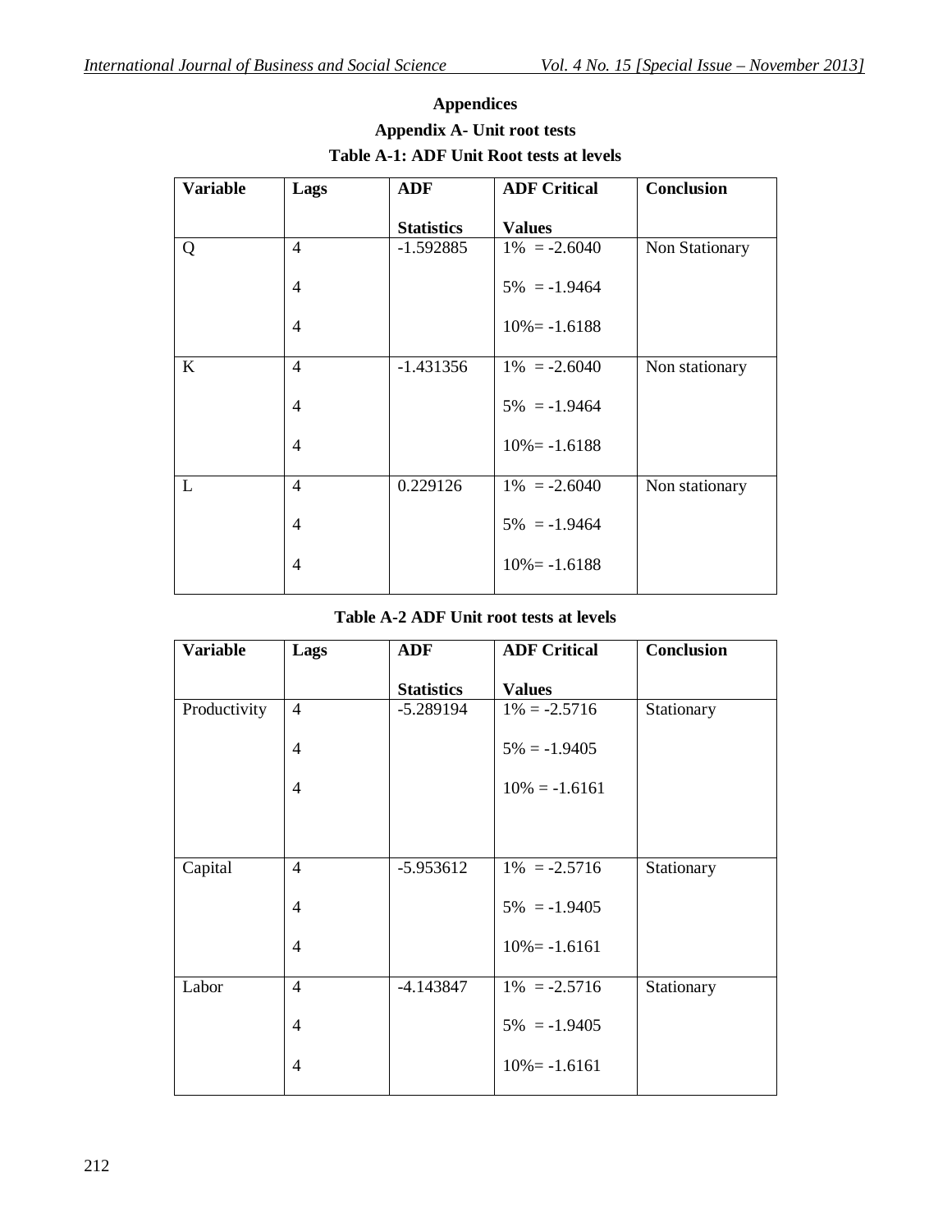## Appendices

### Appendix A- Unit root tests

**Table A-1: ADF Unit Root tests at levels**

| Variable | Lags | ADF Statistics | ADF Critical Values | Conclusion |
|---|---|---|---|---|
| Q | 4 | -1.592885 | 1% = -2.6040 | Non Stationary |
| | 4 | | 5% = -1.9464 | |
| | 4 | | 10%= -1.6188 | |
| K | 4 | -1.431356 | 1% = -2.6040 | Non stationary |
| | 4 | | 5% = -1.9464 | |
| | 4 | | 10%= -1.6188 | |
| L | 4 | 0.229126 | 1% = -2.6040 | Non stationary |
| | 4 | | 5% = -1.9464 | |
| | 4 | | 10%= -1.6188 | |

**Table A-2 ADF Unit root tests at levels**

| Variable | Lags | ADF Statistics | ADF Critical Values | Conclusion |
|---|---|---|---|---|
| Productivity | 4 | -5.289194 | 1% = -2.5716 | Stationary |
| | 4 | | 5% = -1.9405 | |
| | 4 | | 10% = -1.6161 | |
| Capital | 4 | -5.953612 | 1% = -2.5716 | Stationary |
| | 4 | | 5% = -1.9405 | |
| | 4 | | 10%= -1.6161 | |
| Labor | 4 | -4.143847 | 1% = -2.5716 | Stationary |
| | 4 | | 5% = -1.9405 | |
| | 4 | | 10%= -1.6161 | |